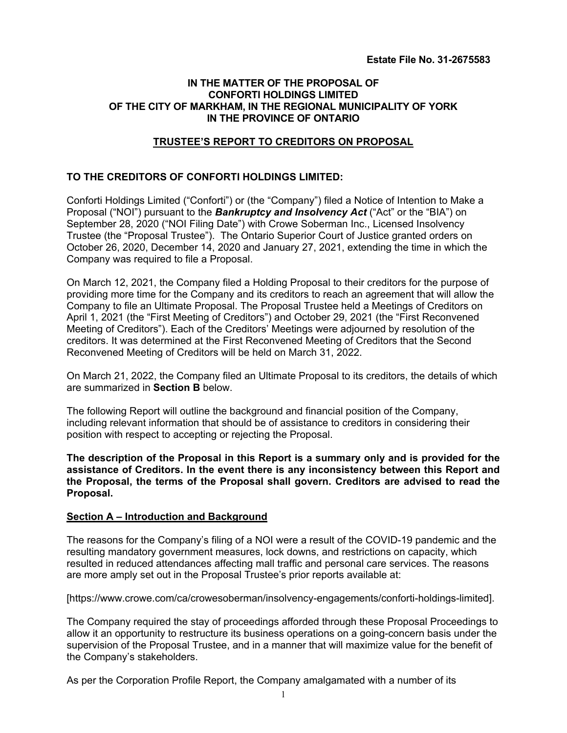**Estate File No. 31-2675583**

**IN THE MATTER OF THE PROPOSAL OF
CONFORTI HOLDINGS LIMITED
OF THE CITY OF MARKHAM, IN THE REGIONAL MUNICIPALITY OF YORK
IN THE PROVINCE OF ONTARIO**

**TRUSTEE'S REPORT TO CREDITORS ON PROPOSAL**

**TO THE CREDITORS OF CONFORTI HOLDINGS LIMITED:**

Conforti Holdings Limited ("Conforti") or (the "Company") filed a Notice of Intention to Make a Proposal ("NOI") pursuant to the ***Bankruptcy and Insolvency Act*** ("Act" or the "BIA") on September 28, 2020 ("NOI Filing Date") with Crowe Soberman Inc., Licensed Insolvency Trustee (the "Proposal Trustee"). The Ontario Superior Court of Justice granted orders on October 26, 2020, December 14, 2020 and January 27, 2021, extending the time in which the Company was required to file a Proposal.

On March 12, 2021, the Company filed a Holding Proposal to their creditors for the purpose of providing more time for the Company and its creditors to reach an agreement that will allow the Company to file an Ultimate Proposal. The Proposal Trustee held a Meetings of Creditors on April 1, 2021 (the "First Meeting of Creditors") and October 29, 2021 (the "First Reconvened Meeting of Creditors"). Each of the Creditors' Meetings were adjourned by resolution of the creditors. It was determined at the First Reconvened Meeting of Creditors that the Second Reconvened Meeting of Creditors will be held on March 31, 2022.

On March 21, 2022, the Company filed an Ultimate Proposal to its creditors, the details of which are summarized in **Section B** below.

The following Report will outline the background and financial position of the Company, including relevant information that should be of assistance to creditors in considering their position with respect to accepting or rejecting the Proposal.

**The description of the Proposal in this Report is a summary only and is provided for the assistance of Creditors. In the event there is any inconsistency between this Report and the Proposal, the terms of the Proposal shall govern. Creditors are advised to read the Proposal.**

**Section A – Introduction and Background**

The reasons for the Company's filing of a NOI were a result of the COVID-19 pandemic and the resulting mandatory government measures, lock downs, and restrictions on capacity, which resulted in reduced attendances affecting mall traffic and personal care services. The reasons are more amply set out in the Proposal Trustee's prior reports available at:

[https://www.crowe.com/ca/crowesoberman/insolvency-engagements/conforti-holdings-limited].

The Company required the stay of proceedings afforded through these Proposal Proceedings to allow it an opportunity to restructure its business operations on a going-concern basis under the supervision of the Proposal Trustee, and in a manner that will maximize value for the benefit of the Company's stakeholders.

As per the Corporation Profile Report, the Company amalgamated with a number of its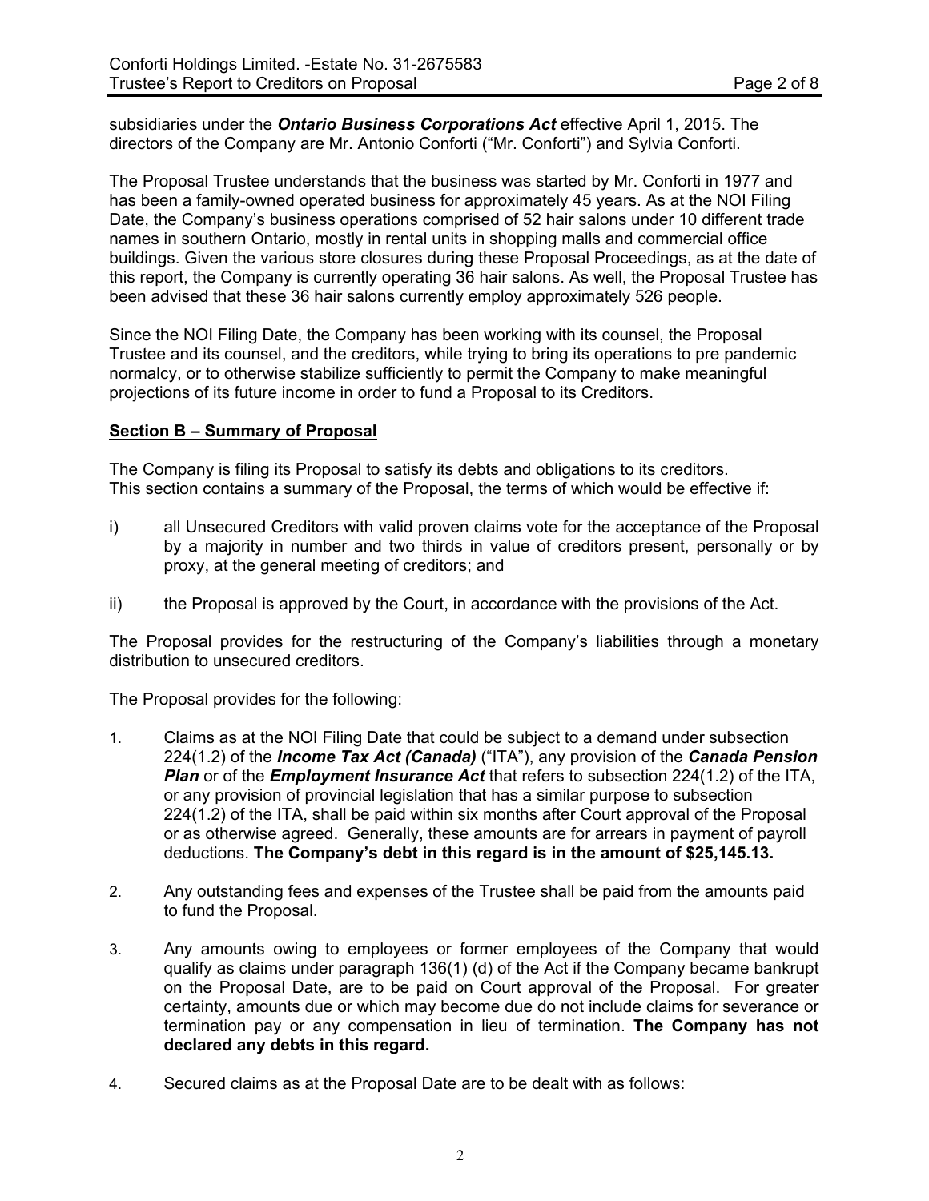subsidiaries under the ***Ontario Business Corporations Act*** effective April 1, 2015. The directors of the Company are Mr. Antonio Conforti ("Mr. Conforti") and Sylvia Conforti.

The Proposal Trustee understands that the business was started by Mr. Conforti in 1977 and has been a family-owned operated business for approximately 45 years. As at the NOI Filing Date, the Company's business operations comprised of 52 hair salons under 10 different trade names in southern Ontario, mostly in rental units in shopping malls and commercial office buildings. Given the various store closures during these Proposal Proceedings, as at the date of this report, the Company is currently operating 36 hair salons. As well, the Proposal Trustee has been advised that these 36 hair salons currently employ approximately 526 people.

Since the NOI Filing Date, the Company has been working with its counsel, the Proposal Trustee and its counsel, and the creditors, while trying to bring its operations to pre pandemic normalcy, or to otherwise stabilize sufficiently to permit the Company to make meaningful projections of its future income in order to fund a Proposal to its Creditors.

## Section B – Summary of Proposal

The Company is filing its Proposal to satisfy its debts and obligations to its creditors. This section contains a summary of the Proposal, the terms of which would be effective if:

i) all Unsecured Creditors with valid proven claims vote for the acceptance of the Proposal by a majority in number and two thirds in value of creditors present, personally or by proxy, at the general meeting of creditors; and

ii) the Proposal is approved by the Court, in accordance with the provisions of the Act.

The Proposal provides for the restructuring of the Company's liabilities through a monetary distribution to unsecured creditors.

The Proposal provides for the following:

1. Claims as at the NOI Filing Date that could be subject to a demand under subsection 224(1.2) of the ***Income Tax Act (Canada)*** ("ITA"), any provision of the ***Canada Pension Plan*** or of the ***Employment Insurance Act*** that refers to subsection 224(1.2) of the ITA, or any provision of provincial legislation that has a similar purpose to subsection 224(1.2) of the ITA, shall be paid within six months after Court approval of the Proposal or as otherwise agreed. Generally, these amounts are for arrears in payment of payroll deductions. **The Company's debt in this regard is in the amount of $25,145.13.**

2. Any outstanding fees and expenses of the Trustee shall be paid from the amounts paid to fund the Proposal.

3. Any amounts owing to employees or former employees of the Company that would qualify as claims under paragraph 136(1) (d) of the Act if the Company became bankrupt on the Proposal Date, are to be paid on Court approval of the Proposal. For greater certainty, amounts due or which may become due do not include claims for severance or termination pay or any compensation in lieu of termination. **The Company has not declared any debts in this regard.**

4. Secured claims as at the Proposal Date are to be dealt with as follows: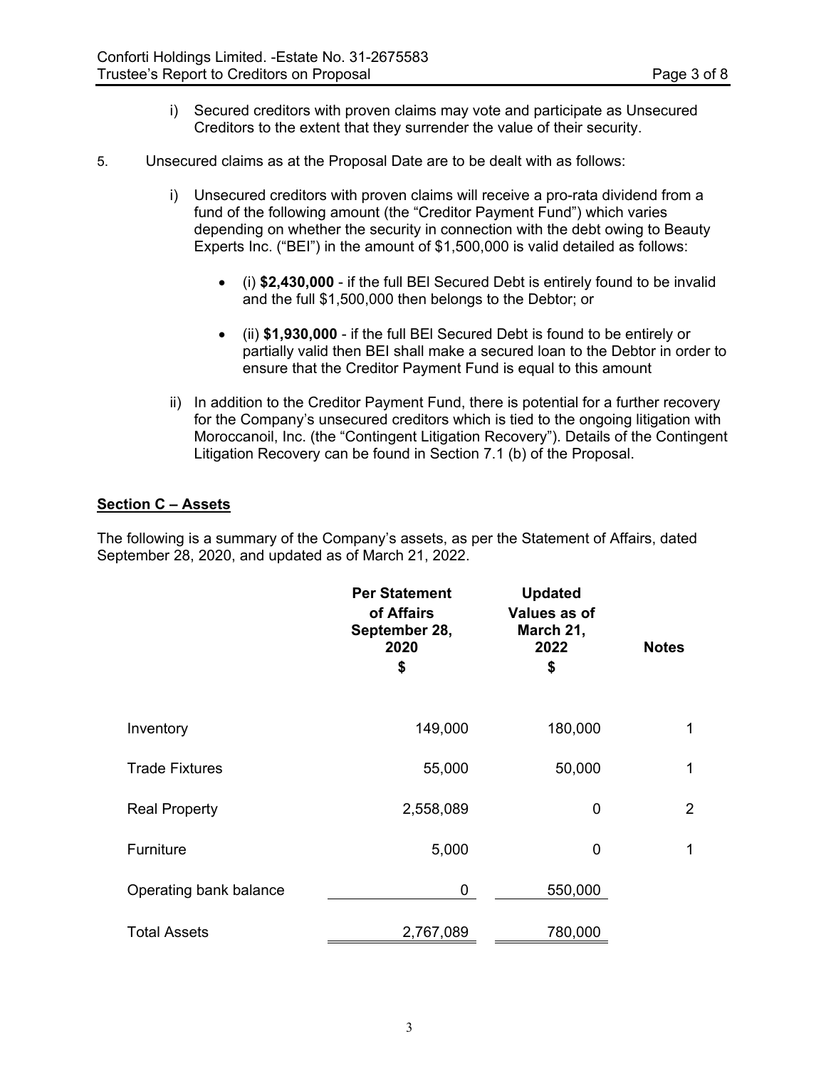i) Secured creditors with proven claims may vote and participate as Unsecured Creditors to the extent that they surrender the value of their security.

5. Unsecured claims as at the Proposal Date are to be dealt with as follows:

   i) Unsecured creditors with proven claims will receive a pro-rata dividend from a fund of the following amount (the "Creditor Payment Fund") which varies depending on whether the security in connection with the debt owing to Beauty Experts Inc. ("BEI") in the amount of $1,500,000 is valid detailed as follows:

      - (i) **$2,430,000** - if the full BEI Secured Debt is entirely found to be invalid and the full $1,500,000 then belongs to the Debtor; or

      - (ii) **$1,930,000** - if the full BEI Secured Debt is found to be entirely or partially valid then BEI shall make a secured loan to the Debtor in order to ensure that the Creditor Payment Fund is equal to this amount

   ii) In addition to the Creditor Payment Fund, there is potential for a further recovery for the Company's unsecured creditors which is tied to the ongoing litigation with Moroccanoil, Inc. (the "Contingent Litigation Recovery"). Details of the Contingent Litigation Recovery can be found in Section 7.1 (b) of the Proposal.

## Section C – Assets

The following is a summary of the Company's assets, as per the Statement of Affairs, dated September 28, 2020, and updated as of March 21, 2022.

| | Per Statement of Affairs September 28, 2020 $ | Updated Values as of March 21, 2022 $ | Notes |
|---|---|---|---|
| Inventory | 149,000 | 180,000 | 1 |
| Trade Fixtures | 55,000 | 50,000 | 1 |
| Real Property | 2,558,089 | 0 | 2 |
| Furniture | 5,000 | 0 | 1 |
| Operating bank balance | 0 | 550,000 | |
| Total Assets | 2,767,089 | 780,000 | |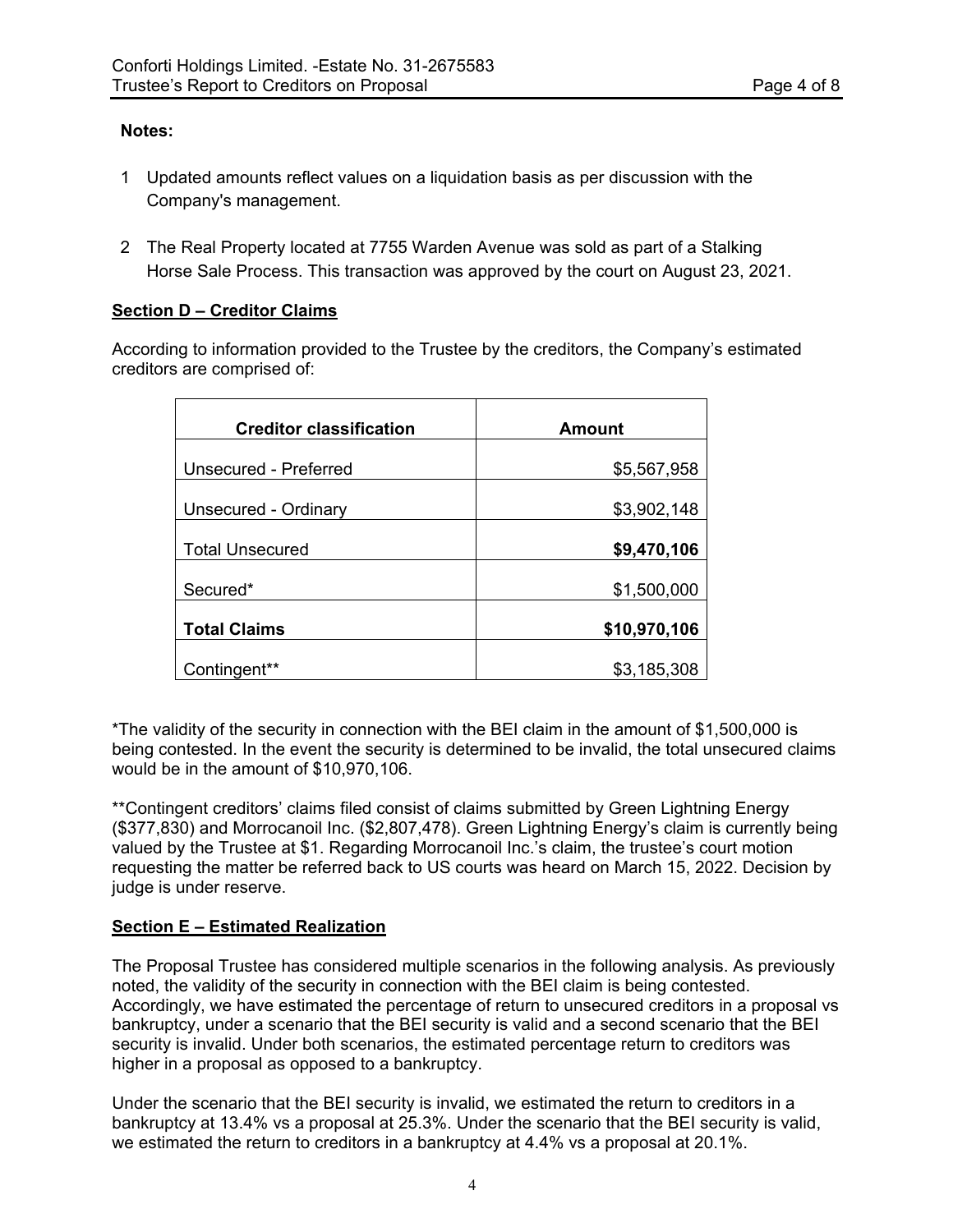**Notes:**

1 Updated amounts reflect values on a liquidation basis as per discussion with the Company's management.

2 The Real Property located at 7755 Warden Avenue was sold as part of a Stalking Horse Sale Process. This transaction was approved by the court on August 23, 2021.

## Section D – Creditor Claims

According to information provided to the Trustee by the creditors, the Company's estimated creditors are comprised of:

| Creditor classification | Amount |
|---|---:|
| Unsecured - Preferred | $5,567,958 |
| Unsecured - Ordinary | $3,902,148 |
| Total Unsecured | **$9,470,106** |
| Secured* | $1,500,000 |
| **Total Claims** | **$10,970,106** |
| Contingent** | $3,185,308 |

*The validity of the security in connection with the BEI claim in the amount of $1,500,000 is being contested. In the event the security is determined to be invalid, the total unsecured claims would be in the amount of $10,970,106.

**Contingent creditors' claims filed consist of claims submitted by Green Lightning Energy ($377,830) and Morrocanoil Inc. ($2,807,478). Green Lightning Energy's claim is currently being valued by the Trustee at $1. Regarding Morrocanoil Inc.'s claim, the trustee's court motion requesting the matter be referred back to US courts was heard on March 15, 2022. Decision by judge is under reserve.

## Section E – Estimated Realization

The Proposal Trustee has considered multiple scenarios in the following analysis. As previously noted, the validity of the security in connection with the BEI claim is being contested. Accordingly, we have estimated the percentage of return to unsecured creditors in a proposal vs bankruptcy, under a scenario that the BEI security is valid and a second scenario that the BEI security is invalid. Under both scenarios, the estimated percentage return to creditors was higher in a proposal as opposed to a bankruptcy.

Under the scenario that the BEI security is invalid, we estimated the return to creditors in a bankruptcy at 13.4% vs a proposal at 25.3%. Under the scenario that the BEI security is valid, we estimated the return to creditors in a bankruptcy at 4.4% vs a proposal at 20.1%.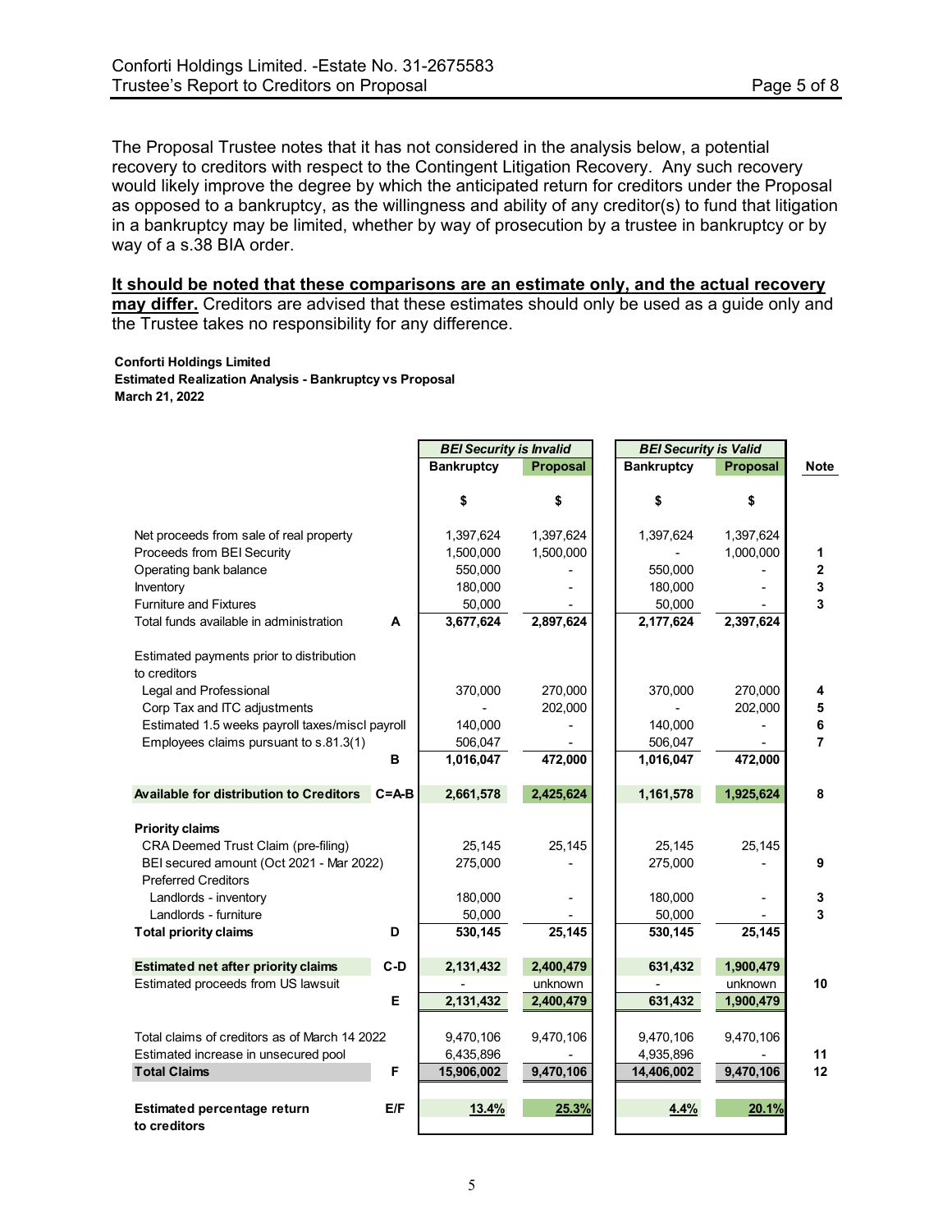The Proposal Trustee notes that it has not considered in the analysis below, a potential recovery to creditors with respect to the Contingent Litigation Recovery. Any such recovery would likely improve the degree by which the anticipated return for creditors under the Proposal as opposed to a bankruptcy, as the willingness and ability of any creditor(s) to fund that litigation in a bankruptcy may be limited, whether by way of prosecution by a trustee in bankruptcy or by way of a s.38 BIA order.

**It should be noted that these comparisons are an estimate only, and the actual recovery may differ.** Creditors are advised that these estimates should only be used as a guide only and the Trustee takes no responsibility for any difference.

**Conforti Holdings Limited**
**Estimated Realization Analysis - Bankruptcy vs Proposal**
**March 21, 2022**

| | | *BEI Security is Invalid* | | *BEI Security is Valid* | | |
|---|---|---|---|---|---|---|
| | | **Bankruptcy** | **Proposal** | **Bankruptcy** | **Proposal** | **Note** |
| | | **$** | **$** | **$** | **$** | |
| Net proceeds from sale of real property | | 1,397,624 | 1,397,624 | 1,397,624 | 1,397,624 | |
| Proceeds from BEI Security | | 1,500,000 | 1,500,000 | - | 1,000,000 | 1 |
| Operating bank balance | | 550,000 | - | 550,000 | - | 2 |
| Inventory | | 180,000 | - | 180,000 | - | 3 |
| Furniture and Fixtures | | 50,000 | - | 50,000 | - | 3 |
| Total funds available in administration | **A** | **3,677,624** | **2,897,624** | **2,177,624** | **2,397,624** | |
| Estimated payments prior to distribution to creditors | | | | | | |
| Legal and Professional | | 370,000 | 270,000 | 370,000 | 270,000 | 4 |
| Corp Tax and ITC adjustments | | - | 202,000 | - | 202,000 | 5 |
| Estimated 1.5 weeks payroll taxes/miscl payroll | | 140,000 | - | 140,000 | - | 6 |
| Employees claims pursuant to s.81.3(1) | | 506,047 | - | 506,047 | - | 7 |
| | **B** | **1,016,047** | **472,000** | **1,016,047** | **472,000** | |
| **Available for distribution to Creditors** | **C=A-B** | **2,661,578** | **2,425,624** | **1,161,578** | **1,925,624** | **8** |
| **Priority claims** | | | | | | |
| CRA Deemed Trust Claim (pre-filing) | | 25,145 | 25,145 | 25,145 | 25,145 | |
| BEI secured amount (Oct 2021 - Mar 2022) | | 275,000 | - | 275,000 | - | 9 |
| Preferred Creditors | | | | | | |
| Landlords - inventory | | 180,000 | - | 180,000 | - | 3 |
| Landlords - furniture | | 50,000 | - | 50,000 | - | 3 |
| **Total priority claims** | **D** | **530,145** | **25,145** | **530,145** | **25,145** | |
| **Estimated net after priority claims** | **C-D** | **2,131,432** | **2,400,479** | **631,432** | **1,900,479** | |
| Estimated proceeds from US lawsuit | | - | unknown | - | unknown | 10 |
| | **E** | **2,131,432** | **2,400,479** | **631,432** | **1,900,479** | |
| Total claims of creditors as of March 14 2022 | | 9,470,106 | 9,470,106 | 9,470,106 | 9,470,106 | |
| Estimated increase in unsecured pool | | 6,435,896 | - | 4,935,896 | - | 11 |
| **Total Claims** | **F** | **15,906,002** | **9,470,106** | **14,406,002** | **9,470,106** | **12** |
| **Estimated percentage return to creditors** | **E/F** | **13.4%** | **25.3%** | **4.4%** | **20.1%** | |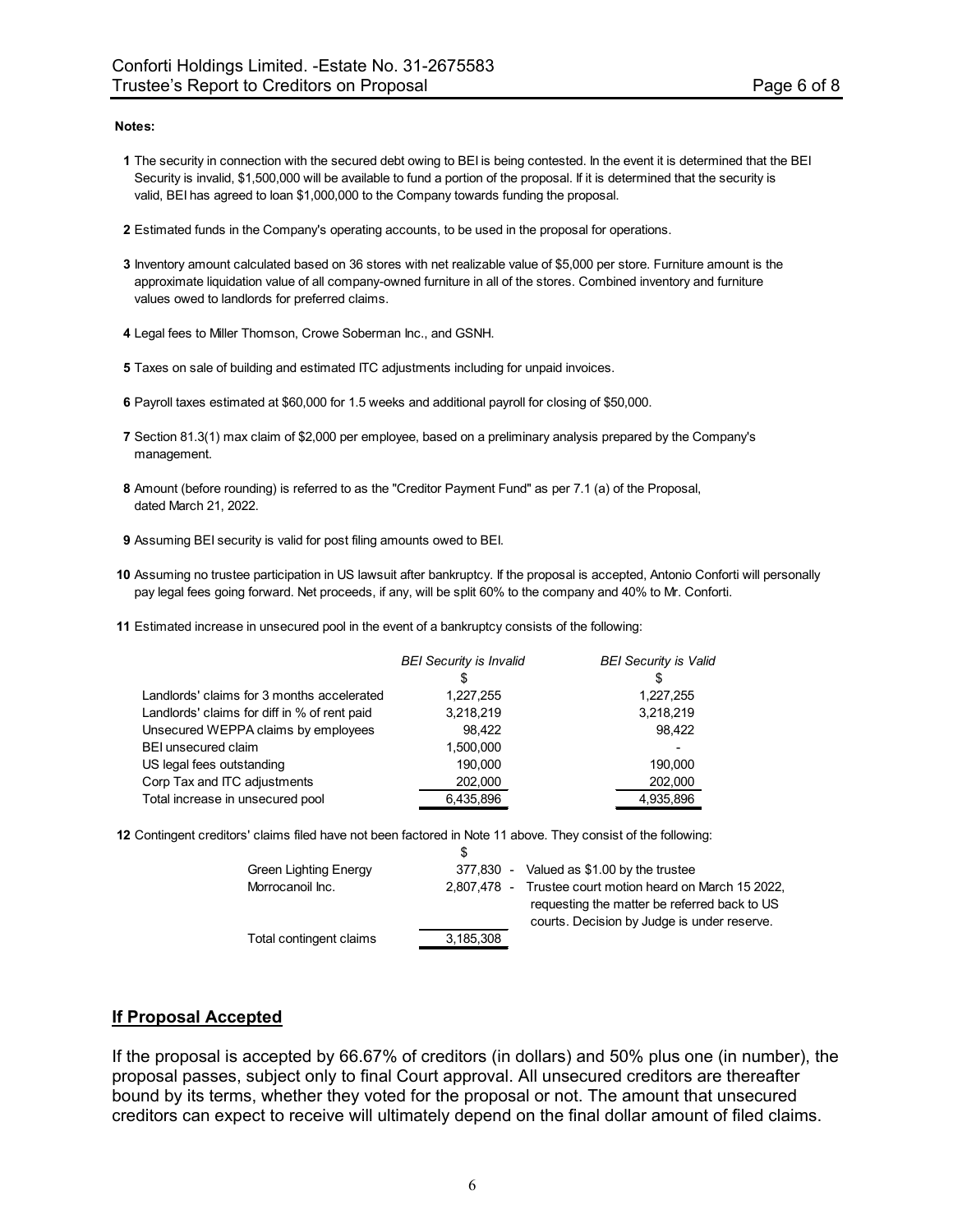**Notes:**

1. The security in connection with the secured debt owing to BEI is being contested. In the event it is determined that the BEI Security is invalid, $1,500,000 will be available to fund a portion of the proposal. If it is determined that the security is valid, BEI has agreed to loan $1,000,000 to the Company towards funding the proposal.

2. Estimated funds in the Company's operating accounts, to be used in the proposal for operations.

3. Inventory amount calculated based on 36 stores with net realizable value of $5,000 per store. Furniture amount is the approximate liquidation value of all company-owned furniture in all of the stores. Combined inventory and furniture values owed to landlords for preferred claims.

4. Legal fees to Miller Thomson, Crowe Soberman Inc., and GSNH.

5. Taxes on sale of building and estimated ITC adjustments including for unpaid invoices.

6. Payroll taxes estimated at $60,000 for 1.5 weeks and additional payroll for closing of $50,000.

7. Section 81.3(1) max claim of $2,000 per employee, based on a preliminary analysis prepared by the Company's management.

8. Amount (before rounding) is referred to as the "Creditor Payment Fund" as per 7.1 (a) of the Proposal, dated March 21, 2022.

9. Assuming BEI security is valid for post filing amounts owed to BEI.

10. Assuming no trustee participation in US lawsuit after bankruptcy. If the proposal is accepted, Antonio Conforti will personally pay legal fees going forward. Net proceeds, if any, will be split 60% to the company and 40% to Mr. Conforti.

11. Estimated increase in unsecured pool in the event of a bankruptcy consists of the following:

| | *BEI Security is Invalid* | *BEI Security is Valid* |
|---|---|---|
| | $ | $ |
| Landlords' claims for 3 months accelerated | 1,227,255 | 1,227,255 |
| Landlords' claims for diff in % of rent paid | 3,218,219 | 3,218,219 |
| Unsecured WEPPA claims by employees | 98,422 | 98,422 |
| BEI unsecured claim | 1,500,000 | - |
| US legal fees outstanding | 190,000 | 190,000 |
| Corp Tax and ITC adjustments | 202,000 | 202,000 |
| Total increase in unsecured pool | 6,435,896 | 4,935,896 |

12. Contingent creditors' claims filed have not been factored in Note 11 above. They consist of the following:

| | $ | |
|---|---|---|
| Green Lighting Energy | 377,830 | - Valued as $1.00 by the trustee |
| Morrocanoil Inc. | 2,807,478 | - Trustee court motion heard on March 15 2022, requesting the matter be referred back to US courts. Decision by Judge is under reserve. |
| Total contingent claims | 3,185,308 | |

## If Proposal Accepted

If the proposal is accepted by 66.67% of creditors (in dollars) and 50% plus one (in number), the proposal passes, subject only to final Court approval. All unsecured creditors are thereafter bound by its terms, whether they voted for the proposal or not. The amount that unsecured creditors can expect to receive will ultimately depend on the final dollar amount of filed claims.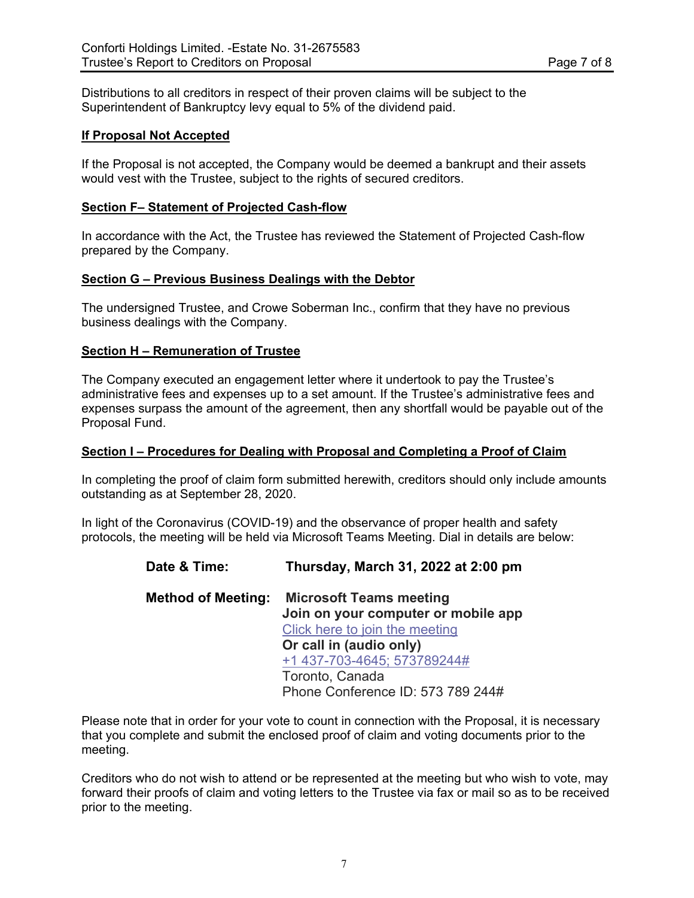Distributions to all creditors in respect of their proven claims will be subject to the Superintendent of Bankruptcy levy equal to 5% of the dividend paid.

**If Proposal Not Accepted**

If the Proposal is not accepted, the Company would be deemed a bankrupt and their assets would vest with the Trustee, subject to the rights of secured creditors.

**Section F– Statement of Projected Cash-flow**

In accordance with the Act, the Trustee has reviewed the Statement of Projected Cash-flow prepared by the Company.

**Section G – Previous Business Dealings with the Debtor**

The undersigned Trustee, and Crowe Soberman Inc., confirm that they have no previous business dealings with the Company.

**Section H – Remuneration of Trustee**

The Company executed an engagement letter where it undertook to pay the Trustee's administrative fees and expenses up to a set amount. If the Trustee's administrative fees and expenses surpass the amount of the agreement, then any shortfall would be payable out of the Proposal Fund.

**Section I – Procedures for Dealing with Proposal and Completing a Proof of Claim**

In completing the proof of claim form submitted herewith, creditors should only include amounts outstanding as at September 28, 2020.

In light of the Coronavirus (COVID-19) and the observance of proper health and safety protocols, the meeting will be held via Microsoft Teams Meeting. Dial in details are below:

**Date & Time:** **Thursday, March 31, 2022 at 2:00 pm**

**Method of Meeting:** **Microsoft Teams meeting**
**Join on your computer or mobile app**
Click here to join the meeting
**Or call in (audio only)**
+1 437-703-4645; 573789244#
Toronto, Canada
Phone Conference ID: 573 789 244#

Please note that in order for your vote to count in connection with the Proposal, it is necessary that you complete and submit the enclosed proof of claim and voting documents prior to the meeting.

Creditors who do not wish to attend or be represented at the meeting but who wish to vote, may forward their proofs of claim and voting letters to the Trustee via fax or mail so as to be received prior to the meeting.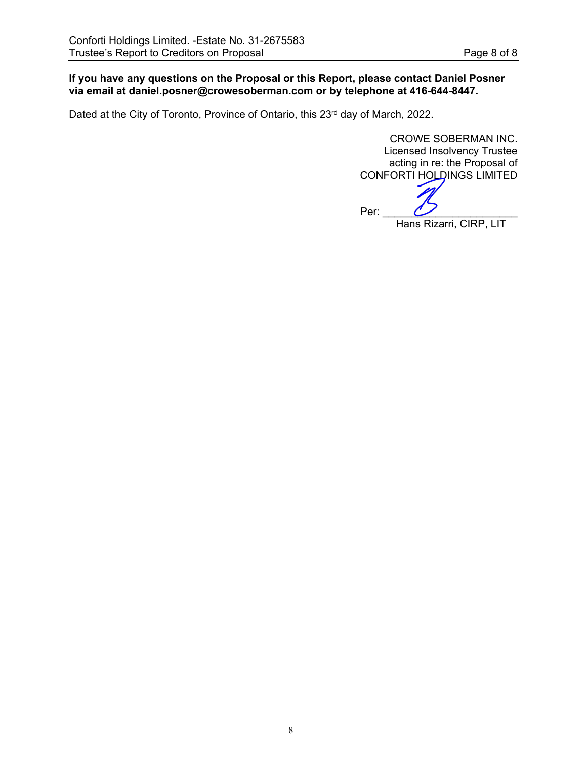**If you have any questions on the Proposal or this Report, please contact Daniel Posner via email at daniel.posner@crowesoberman.com or by telephone at 416-644-8447.**

Dated at the City of Toronto, Province of Ontario, this 23rd day of March, 2022.

CROWE SOBERMAN INC.
Licensed Insolvency Trustee
acting in re: the Proposal of
CONFORTI HOLDINGS LIMITED

Per: ___________________________
Hans Rizarri, CIRP, LIT